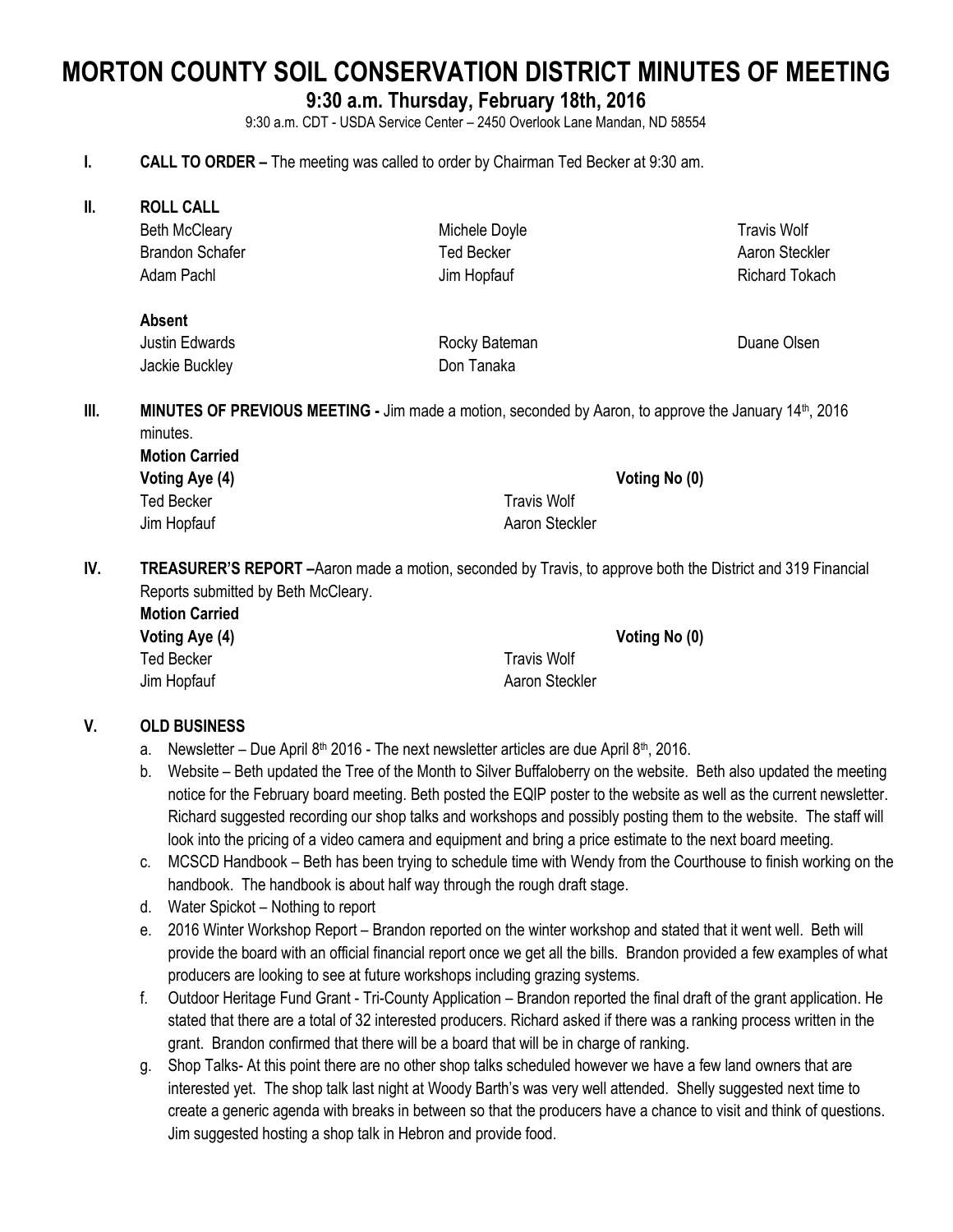# MORTON COUNTY SOIL CONSERVATION DISTRICT MINUTES OF MEETING

## 9:30 a.m. Thursday, February 18th, 2016

9:30 a.m. CDT - USDA Service Center – 2450 Overlook Lane Mandan, ND 58554

**I. CALL TO ORDER –** The meeting was called to order by Chairman Ted Becker at 9:30 am.

**II. ROLL CALL**

| | | |
|---|---|---|
| Beth McCleary | Michele Doyle | Travis Wolf |
| Brandon Schafer | Ted Becker | Aaron Steckler |
| Adam Pachl | Jim Hopfauf | Richard Tokach |

**Absent**

| | | |
|---|---|---|
| Justin Edwards | Rocky Bateman | Duane Olsen |
| Jackie Buckley | Don Tanaka | |

**III. MINUTES OF PREVIOUS MEETING -** Jim made a motion, seconded by Aaron, to approve the January 14th, 2016 minutes.

**Motion Carried**

| **Voting Aye (4)** | | **Voting No (0)** |
|---|---|---|
| Ted Becker | Travis Wolf | |
| Jim Hopfauf | Aaron Steckler | |

**IV. TREASURER'S REPORT –**Aaron made a motion, seconded by Travis, to approve both the District and 319 Financial Reports submitted by Beth McCleary.

**Motion Carried**

| **Voting Aye (4)** | | **Voting No (0)** |
|---|---|---|
| Ted Becker | Travis Wolf | |
| Jim Hopfauf | Aaron Steckler | |

**V. OLD BUSINESS**

a. Newsletter – Due April 8th 2016 - The next newsletter articles are due April 8th, 2016.

b. Website – Beth updated the Tree of the Month to Silver Buffaloberry on the website. Beth also updated the meeting notice for the February board meeting. Beth posted the EQIP poster to the website as well as the current newsletter. Richard suggested recording our shop talks and workshops and possibly posting them to the website. The staff will look into the pricing of a video camera and equipment and bring a price estimate to the next board meeting.

c. MCSCD Handbook – Beth has been trying to schedule time with Wendy from the Courthouse to finish working on the handbook. The handbook is about half way through the rough draft stage.

d. Water Spickot – Nothing to report

e. 2016 Winter Workshop Report – Brandon reported on the winter workshop and stated that it went well. Beth will provide the board with an official financial report once we get all the bills. Brandon provided a few examples of what producers are looking to see at future workshops including grazing systems.

f. Outdoor Heritage Fund Grant - Tri-County Application – Brandon reported the final draft of the grant application. He stated that there are a total of 32 interested producers. Richard asked if there was a ranking process written in the grant. Brandon confirmed that there will be a board that will be in charge of ranking.

g. Shop Talks- At this point there are no other shop talks scheduled however we have a few land owners that are interested yet. The shop talk last night at Woody Barth's was very well attended. Shelly suggested next time to create a generic agenda with breaks in between so that the producers have a chance to visit and think of questions. Jim suggested hosting a shop talk in Hebron and provide food.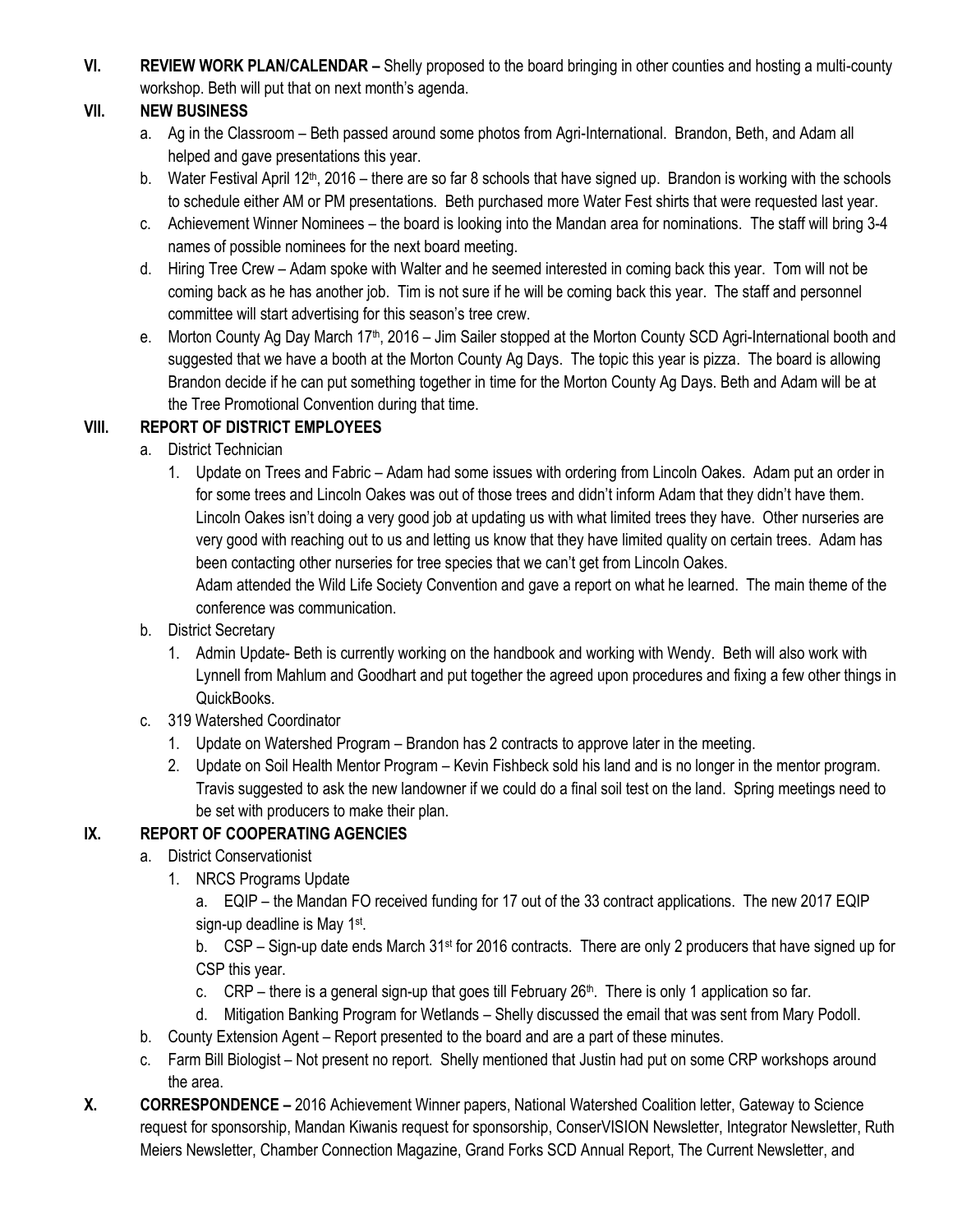**VI. REVIEW WORK PLAN/CALENDAR –** Shelly proposed to the board bringing in other counties and hosting a multi-county workshop. Beth will put that on next month's agenda.

**VII. NEW BUSINESS**

a. Ag in the Classroom – Beth passed around some photos from Agri-International. Brandon, Beth, and Adam all helped and gave presentations this year.

b. Water Festival April 12th, 2016 – there are so far 8 schools that have signed up. Brandon is working with the schools to schedule either AM or PM presentations. Beth purchased more Water Fest shirts that were requested last year.

c. Achievement Winner Nominees – the board is looking into the Mandan area for nominations. The staff will bring 3-4 names of possible nominees for the next board meeting.

d. Hiring Tree Crew – Adam spoke with Walter and he seemed interested in coming back this year. Tom will not be coming back as he has another job. Tim is not sure if he will be coming back this year. The staff and personnel committee will start advertising for this season's tree crew.

e. Morton County Ag Day March 17th, 2016 – Jim Sailer stopped at the Morton County SCD Agri-International booth and suggested that we have a booth at the Morton County Ag Days. The topic this year is pizza. The board is allowing Brandon decide if he can put something together in time for the Morton County Ag Days. Beth and Adam will be at the Tree Promotional Convention during that time.

**VIII. REPORT OF DISTRICT EMPLOYEES**

a. District Technician

1. Update on Trees and Fabric – Adam had some issues with ordering from Lincoln Oakes. Adam put an order in for some trees and Lincoln Oakes was out of those trees and didn't inform Adam that they didn't have them. Lincoln Oakes isn't doing a very good job at updating us with what limited trees they have. Other nurseries are very good with reaching out to us and letting us know that they have limited quality on certain trees. Adam has been contacting other nurseries for tree species that we can't get from Lincoln Oakes.

   Adam attended the Wild Life Society Convention and gave a report on what he learned. The main theme of the conference was communication.

b. District Secretary

1. Admin Update- Beth is currently working on the handbook and working with Wendy. Beth will also work with Lynnell from Mahlum and Goodhart and put together the agreed upon procedures and fixing a few other things in QuickBooks.

c. 319 Watershed Coordinator

1. Update on Watershed Program – Brandon has 2 contracts to approve later in the meeting.
2. Update on Soil Health Mentor Program – Kevin Fishbeck sold his land and is no longer in the mentor program. Travis suggested to ask the new landowner if we could do a final soil test on the land. Spring meetings need to be set with producers to make their plan.

**IX. REPORT OF COOPERATING AGENCIES**

a. District Conservationist

1. NRCS Programs Update

   a. EQIP – the Mandan FO received funding for 17 out of the 33 contract applications. The new 2017 EQIP sign-up deadline is May 1st.

   b. CSP – Sign-up date ends March 31st for 2016 contracts. There are only 2 producers that have signed up for CSP this year.

   c. CRP – there is a general sign-up that goes till February 26th. There is only 1 application so far.

   d. Mitigation Banking Program for Wetlands – Shelly discussed the email that was sent from Mary Podoll.

b. County Extension Agent – Report presented to the board and are a part of these minutes.

c. Farm Bill Biologist – Not present no report. Shelly mentioned that Justin had put on some CRP workshops around the area.

**X. CORRESPONDENCE –** 2016 Achievement Winner papers, National Watershed Coalition letter, Gateway to Science request for sponsorship, Mandan Kiwanis request for sponsorship, ConserVISION Newsletter, Integrator Newsletter, Ruth Meiers Newsletter, Chamber Connection Magazine, Grand Forks SCD Annual Report, The Current Newsletter, and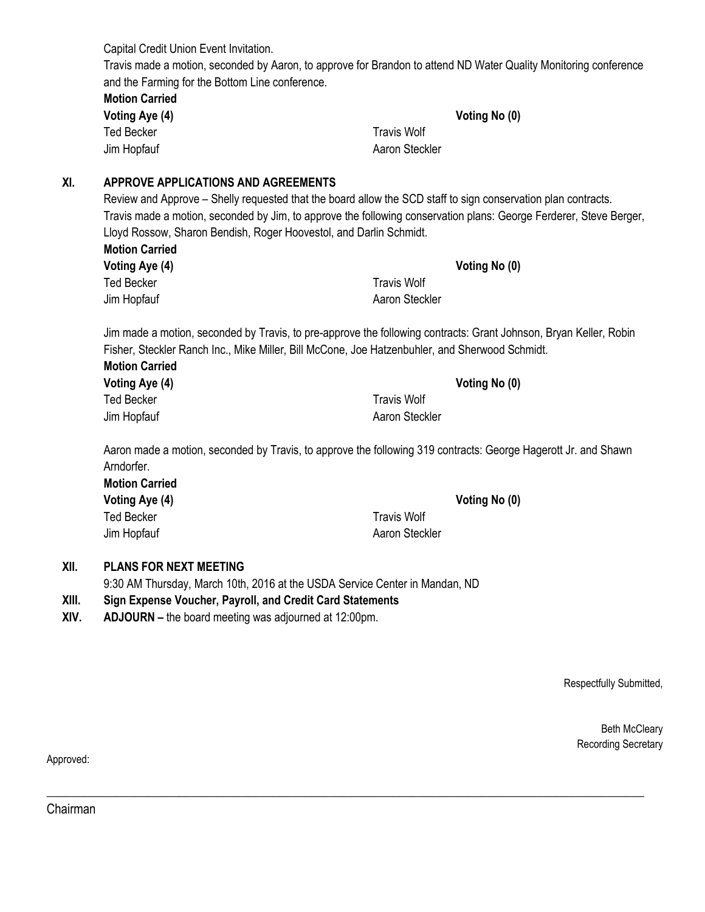Capital Credit Union Event Invitation.

Travis made a motion, seconded by Aaron, to approve for Brandon to attend ND Water Quality Monitoring conference and the Farming for the Bottom Line conference.

**Motion Carried**

| **Voting Aye (4)** | | **Voting No (0)** |
|---|---|---|
| Ted Becker | Travis Wolf | |
| Jim Hopfauf | Aaron Steckler | |

**XI. APPROVE APPLICATIONS AND AGREEMENTS**

Review and Approve – Shelly requested that the board allow the SCD staff to sign conservation plan contracts. Travis made a motion, seconded by Jim, to approve the following conservation plans: George Ferderer, Steve Berger, Lloyd Rossow, Sharon Bendish, Roger Hoovestol, and Darlin Schmidt.

**Motion Carried**

| **Voting Aye (4)** | | **Voting No (0)** |
|---|---|---|
| Ted Becker | Travis Wolf | |
| Jim Hopfauf | Aaron Steckler | |

Jim made a motion, seconded by Travis, to pre-approve the following contracts: Grant Johnson, Bryan Keller, Robin Fisher, Steckler Ranch Inc., Mike Miller, Bill McCone, Joe Hatzenbuhler, and Sherwood Schmidt.

**Motion Carried**

| **Voting Aye (4)** | | **Voting No (0)** |
|---|---|---|
| Ted Becker | Travis Wolf | |
| Jim Hopfauf | Aaron Steckler | |

Aaron made a motion, seconded by Travis, to approve the following 319 contracts: George Hagerott Jr. and Shawn Arndorfer.

**Motion Carried**

| **Voting Aye (4)** | | **Voting No (0)** |
|---|---|---|
| Ted Becker | Travis Wolf | |
| Jim Hopfauf | Aaron Steckler | |

**XII. PLANS FOR NEXT MEETING**

9:30 AM Thursday, March 10th, 2016 at the USDA Service Center in Mandan, ND

**XIII. Sign Expense Voucher, Payroll, and Credit Card Statements**

**XIV. ADJOURN –** the board meeting was adjourned at 12:00pm.

Respectfully Submitted,

Beth McCleary
Recording Secretary

Approved:

\_\_\_\_\_\_\_\_\_\_\_\_\_\_\_\_\_\_\_\_\_\_\_\_\_\_\_\_\_\_\_\_\_\_\_\_\_\_\_\_

Chairman